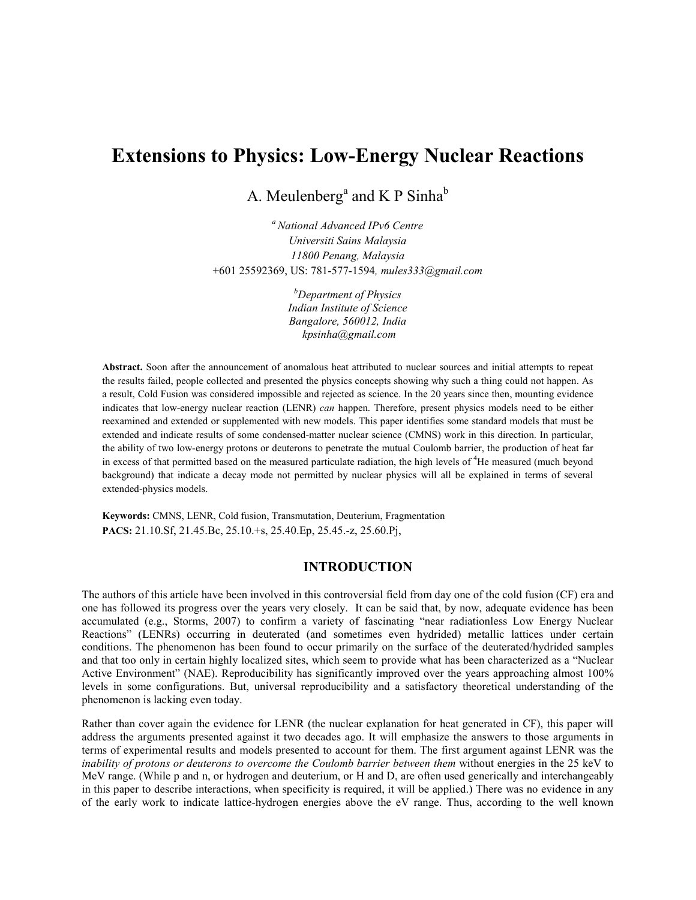# Extensions to Physics: Low-Energy Nuclear Reactions

A. Meulenberg[a] and K P Sinha[b]

[a] *National Advanced IPv6 Centre*
*Universiti Sains Malaysia*
*11800 Penang, Malaysia*
+601 25592369, US: 781-577-1594*, mules333@gmail.com*

[b] *Department of Physics*
*Indian Institute of Science*
*Bangalore, 560012, India*
*kpsinha@gmail.com*

**Abstract.** Soon after the announcement of anomalous heat attributed to nuclear sources and initial attempts to repeat the results failed, people collected and presented the physics concepts showing why such a thing could not happen. As a result, Cold Fusion was considered impossible and rejected as science. In the 20 years since then, mounting evidence indicates that low-energy nuclear reaction (LENR) *can* happen. Therefore, present physics models need to be either reexamined and extended or supplemented with new models. This paper identifies some standard models that must be extended and indicate results of some condensed-matter nuclear science (CMNS) work in this direction. In particular, the ability of two low-energy protons or deuterons to penetrate the mutual Coulomb barrier, the production of heat far in excess of that permitted based on the measured particulate radiation, the high levels of $^4$He measured (much beyond background) that indicate a decay mode not permitted by nuclear physics will all be explained in terms of several extended-physics models.

**Keywords:** CMNS, LENR, Cold fusion, Transmutation, Deuterium, Fragmentation
**PACS:** 21.10.Sf, 21.45.Bc, 25.10.+s, 25.40.Ep, 25.45.-z, 25.60.Pj,

## INTRODUCTION

The authors of this article have been involved in this controversial field from day one of the cold fusion (CF) era and one has followed its progress over the years very closely. It can be said that, by now, adequate evidence has been accumulated (e.g., Storms, 2007) to confirm a variety of fascinating "near radiationless Low Energy Nuclear Reactions" (LENRs) occurring in deuterated (and sometimes even hydrided) metallic lattices under certain conditions. The phenomenon has been found to occur primarily on the surface of the deuterated/hydrided samples and that too only in certain highly localized sites, which seem to provide what has been characterized as a "Nuclear Active Environment" (NAE). Reproducibility has significantly improved over the years approaching almost 100% levels in some configurations. But, universal reproducibility and a satisfactory theoretical understanding of the phenomenon is lacking even today.

Rather than cover again the evidence for LENR (the nuclear explanation for heat generated in CF), this paper will address the arguments presented against it two decades ago. It will emphasize the answers to those arguments in terms of experimental results and models presented to account for them. The first argument against LENR was the *inability of protons or deuterons to overcome the Coulomb barrier between them* without energies in the 25 keV to MeV range. (While p and n, or hydrogen and deuterium, or H and D, are often used generically and interchangeably in this paper to describe interactions, when specificity is required, it will be applied.) There was no evidence in any of the early work to indicate lattice-hydrogen energies above the eV range. Thus, according to the well known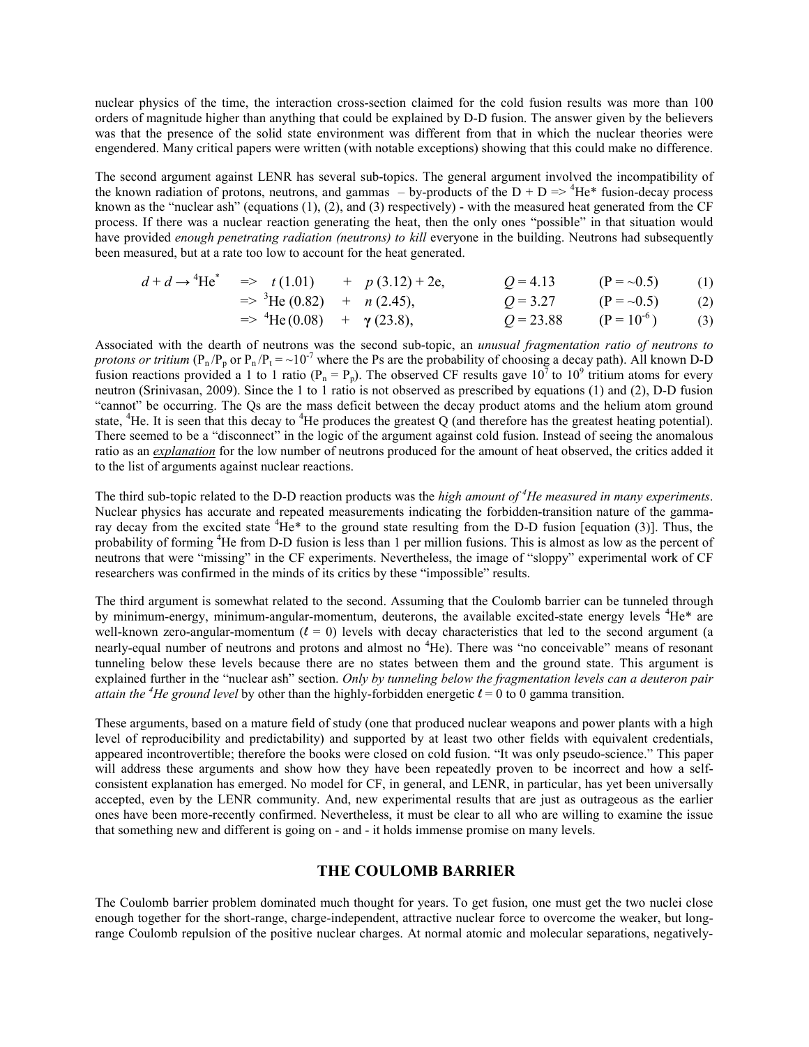nuclear physics of the time, the interaction cross-section claimed for the cold fusion results was more than 100 orders of magnitude higher than anything that could be explained by D-D fusion. The answer given by the believers was that the presence of the solid state environment was different from that in which the nuclear theories were engendered. Many critical papers were written (with notable exceptions) showing that this could make no difference.

The second argument against LENR has several sub-topics. The general argument involved the incompatibility of the known radiation of protons, neutrons, and gammas – by-products of the D + D => $^4$He* fusion-decay process known as the "nuclear ash" (equations (1), (2), and (3) respectively) - with the measured heat generated from the CF process. If there was a nuclear reaction generating the heat, then the only ones "possible" in that situation would have provided *enough penetrating radiation (neutrons) to kill* everyone in the building. Neutrons had subsequently been measured, but at a rate too low to account for the heat generated.

$$d + d \rightarrow {}^4\text{He}^* \quad \Rightarrow \quad t\,(1.01) \quad + \quad p\,(3.12) + 2\text{e}, \qquad Q = 4.13 \qquad (\text{P} = \sim 0.5) \qquad (1)$$

$$\Rightarrow \quad {}^3\text{He}\,(0.82) \quad + \quad n\,(2.45), \qquad Q = 3.27 \qquad (\text{P} = \sim 0.5) \qquad (2)$$

$$\Rightarrow \quad {}^4\text{He}\,(0.08) \quad + \quad \boldsymbol{\gamma}\,(23.8), \qquad Q = 23.88 \qquad (\text{P} = 10^{-6}) \qquad (3)$$

Associated with the dearth of neutrons was the second sub-topic, an *unusual fragmentation ratio of neutrons to protons or tritium* ($P_n/P_p$ or $P_n/P_t = \sim 10^{-7}$ where the Ps are the probability of choosing a decay path). All known D-D fusion reactions provided a 1 to 1 ratio ($P_n = P_p$). The observed CF results gave $10^7$ to $10^9$ tritium atoms for every neutron (Srinivasan, 2009). Since the 1 to 1 ratio is not observed as prescribed by equations (1) and (2), D-D fusion "cannot" be occurring. The Qs are the mass deficit between the decay product atoms and the helium atom ground state, $^4$He. It is seen that this decay to $^4$He produces the greatest Q (and therefore has the greatest heating potential). There seemed to be a "disconnect" in the logic of the argument against cold fusion. Instead of seeing the anomalous ratio as an ***explanation*** for the low number of neutrons produced for the amount of heat observed, the critics added it to the list of arguments against nuclear reactions.

The third sub-topic related to the D-D reaction products was the *high amount of $^4$He measured in many experiments*. Nuclear physics has accurate and repeated measurements indicating the forbidden-transition nature of the gamma-ray decay from the excited state $^4$He* to the ground state resulting from the D-D fusion [equation (3)]. Thus, the probability of forming $^4$He from D-D fusion is less than 1 per million fusions. This is almost as low as the percent of neutrons that were "missing" in the CF experiments. Nevertheless, the image of "sloppy" experimental work of CF researchers was confirmed in the minds of its critics by these "impossible" results.

The third argument is somewhat related to the second. Assuming that the Coulomb barrier can be tunneled through by minimum-energy, minimum-angular-momentum, deuterons, the available excited-state energy levels $^4$He* are well-known zero-angular-momentum ($\ell = 0$) levels with decay characteristics that led to the second argument (a nearly-equal number of neutrons and protons and almost no $^4$He). There was "no conceivable" means of resonant tunneling below these levels because there are no states between them and the ground state. This argument is explained further in the "nuclear ash" section. *Only by tunneling below the fragmentation levels can a deuteron pair attain the $^4$He ground level* by other than the highly-forbidden energetic $\ell = 0$ to 0 gamma transition.

These arguments, based on a mature field of study (one that produced nuclear weapons and power plants with a high level of reproducibility and predictability) and supported by at least two other fields with equivalent credentials, appeared incontrovertible; therefore the books were closed on cold fusion. "It was only pseudo-science." This paper will address these arguments and show how they have been repeatedly proven to be incorrect and how a self-consistent explanation has emerged. No model for CF, in general, and LENR, in particular, has yet been universally accepted, even by the LENR community. And, new experimental results that are just as outrageous as the earlier ones have been more-recently confirmed. Nevertheless, it must be clear to all who are willing to examine the issue that something new and different is going on - and - it holds immense promise on many levels.

## THE COULOMB BARRIER

The Coulomb barrier problem dominated much thought for years. To get fusion, one must get the two nuclei close enough together for the short-range, charge-independent, attractive nuclear force to overcome the weaker, but long-range Coulomb repulsion of the positive nuclear charges. At normal atomic and molecular separations, negatively-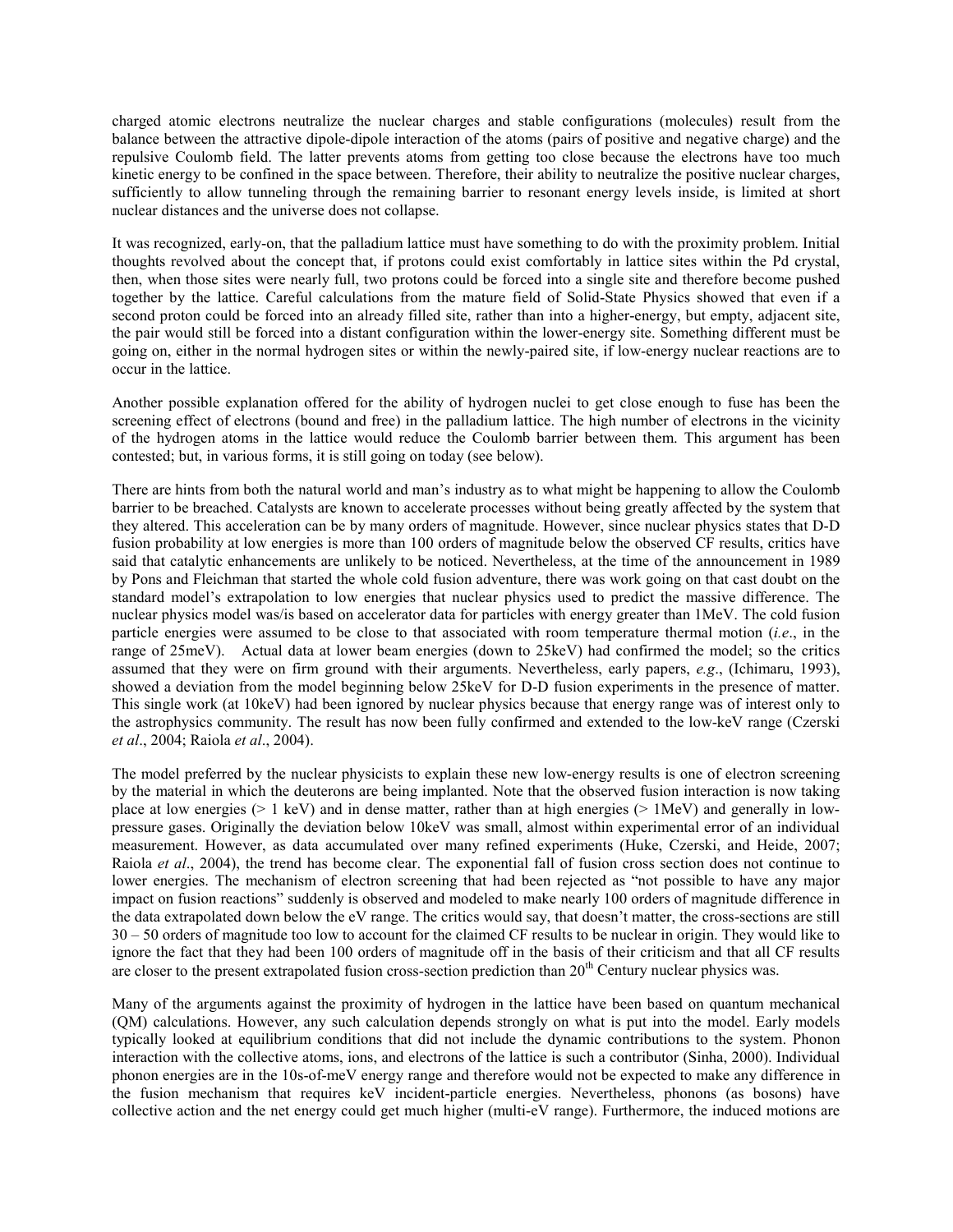charged atomic electrons neutralize the nuclear charges and stable configurations (molecules) result from the balance between the attractive dipole-dipole interaction of the atoms (pairs of positive and negative charge) and the repulsive Coulomb field. The latter prevents atoms from getting too close because the electrons have too much kinetic energy to be confined in the space between. Therefore, their ability to neutralize the positive nuclear charges, sufficiently to allow tunneling through the remaining barrier to resonant energy levels inside, is limited at short nuclear distances and the universe does not collapse.

It was recognized, early-on, that the palladium lattice must have something to do with the proximity problem. Initial thoughts revolved about the concept that, if protons could exist comfortably in lattice sites within the Pd crystal, then, when those sites were nearly full, two protons could be forced into a single site and therefore become pushed together by the lattice. Careful calculations from the mature field of Solid-State Physics showed that even if a second proton could be forced into an already filled site, rather than into a higher-energy, but empty, adjacent site, the pair would still be forced into a distant configuration within the lower-energy site. Something different must be going on, either in the normal hydrogen sites or within the newly-paired site, if low-energy nuclear reactions are to occur in the lattice.

Another possible explanation offered for the ability of hydrogen nuclei to get close enough to fuse has been the screening effect of electrons (bound and free) in the palladium lattice. The high number of electrons in the vicinity of the hydrogen atoms in the lattice would reduce the Coulomb barrier between them. This argument has been contested; but, in various forms, it is still going on today (see below).

There are hints from both the natural world and man's industry as to what might be happening to allow the Coulomb barrier to be breached. Catalysts are known to accelerate processes without being greatly affected by the system that they altered. This acceleration can be by many orders of magnitude. However, since nuclear physics states that D-D fusion probability at low energies is more than 100 orders of magnitude below the observed CF results, critics have said that catalytic enhancements are unlikely to be noticed. Nevertheless, at the time of the announcement in 1989 by Pons and Fleichman that started the whole cold fusion adventure, there was work going on that cast doubt on the standard model's extrapolation to low energies that nuclear physics used to predict the massive difference. The nuclear physics model was/is based on accelerator data for particles with energy greater than 1MeV. The cold fusion particle energies were assumed to be close to that associated with room temperature thermal motion (*i.e*., in the range of 25meV). Actual data at lower beam energies (down to 25keV) had confirmed the model; so the critics assumed that they were on firm ground with their arguments. Nevertheless, early papers, *e.g*., (Ichimaru, 1993), showed a deviation from the model beginning below 25keV for D-D fusion experiments in the presence of matter. This single work (at 10keV) had been ignored by nuclear physics because that energy range was of interest only to the astrophysics community. The result has now been fully confirmed and extended to the low-keV range (Czerski *et al*., 2004; Raiola *et al*., 2004).

The model preferred by the nuclear physicists to explain these new low-energy results is one of electron screening by the material in which the deuterons are being implanted. Note that the observed fusion interaction is now taking place at low energies (> 1 keV) and in dense matter, rather than at high energies (> 1MeV) and generally in low-pressure gases. Originally the deviation below 10keV was small, almost within experimental error of an individual measurement. However, as data accumulated over many refined experiments (Huke, Czerski, and Heide, 2007; Raiola *et al*., 2004), the trend has become clear. The exponential fall of fusion cross section does not continue to lower energies. The mechanism of electron screening that had been rejected as "not possible to have any major impact on fusion reactions" suddenly is observed and modeled to make nearly 100 orders of magnitude difference in the data extrapolated down below the eV range. The critics would say, that doesn't matter, the cross-sections are still 30 – 50 orders of magnitude too low to account for the claimed CF results to be nuclear in origin. They would like to ignore the fact that they had been 100 orders of magnitude off in the basis of their criticism and that all CF results are closer to the present extrapolated fusion cross-section prediction than 20th Century nuclear physics was.

Many of the arguments against the proximity of hydrogen in the lattice have been based on quantum mechanical (QM) calculations. However, any such calculation depends strongly on what is put into the model. Early models typically looked at equilibrium conditions that did not include the dynamic contributions to the system. Phonon interaction with the collective atoms, ions, and electrons of the lattice is such a contributor (Sinha, 2000). Individual phonon energies are in the 10s-of-meV energy range and therefore would not be expected to make any difference in the fusion mechanism that requires keV incident-particle energies. Nevertheless, phonons (as bosons) have collective action and the net energy could get much higher (multi-eV range). Furthermore, the induced motions are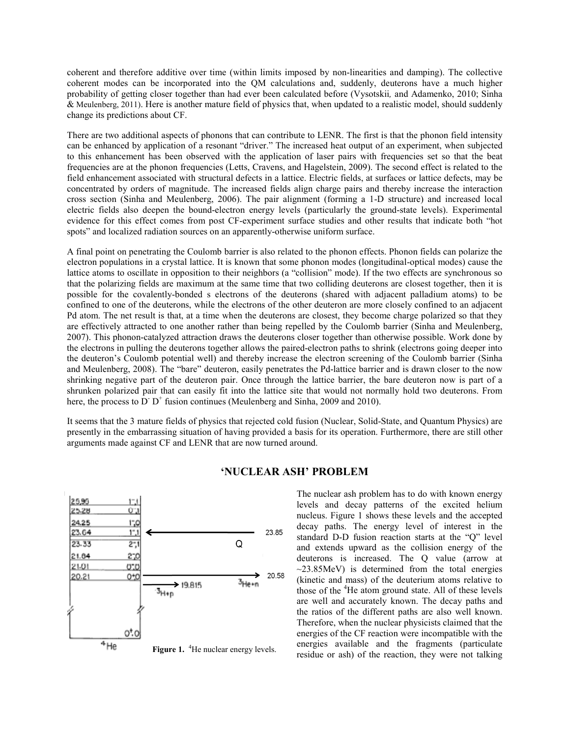coherent and therefore additive over time (within limits imposed by non-linearities and damping). The collective coherent modes can be incorporated into the QM calculations and, suddenly, deuterons have a much higher probability of getting closer together than had ever been calculated before (Vysotskii, and Adamenko, 2010; Sinha & Meulenberg, 2011). Here is another mature field of physics that, when updated to a realistic model, should suddenly change its predictions about CF.

There are two additional aspects of phonons that can contribute to LENR. The first is that the phonon field intensity can be enhanced by application of a resonant "driver." The increased heat output of an experiment, when subjected to this enhancement has been observed with the application of laser pairs with frequencies set so that the beat frequencies are at the phonon frequencies (Letts, Cravens, and Hagelstein, 2009). The second effect is related to the field enhancement associated with structural defects in a lattice. Electric fields, at surfaces or lattice defects, may be concentrated by orders of magnitude. The increased fields align charge pairs and thereby increase the interaction cross section (Sinha and Meulenberg, 2006). The pair alignment (forming a 1-D structure) and increased local electric fields also deepen the bound-electron energy levels (particularly the ground-state levels). Experimental evidence for this effect comes from post CF-experiment surface studies and other results that indicate both "hot spots" and localized radiation sources on an apparently-otherwise uniform surface.

A final point on penetrating the Coulomb barrier is also related to the phonon effects. Phonon fields can polarize the electron populations in a crystal lattice. It is known that some phonon modes (longitudinal-optical modes) cause the lattice atoms to oscillate in opposition to their neighbors (a "collision" mode). If the two effects are synchronous so that the polarizing fields are maximum at the same time that two colliding deuterons are closest together, then it is possible for the covalently-bonded s electrons of the deuterons (shared with adjacent palladium atoms) to be confined to one of the deuterons, while the electrons of the other deuteron are more closely confined to an adjacent Pd atom. The net result is that, at a time when the deuterons are closest, they become charge polarized so that they are effectively attracted to one another rather than being repelled by the Coulomb barrier (Sinha and Meulenberg, 2007). This phonon-catalyzed attraction draws the deuterons closer together than otherwise possible. Work done by the electrons in pulling the deuterons together allows the paired-electron paths to shrink (electrons going deeper into the deuteron's Coulomb potential well) and thereby increase the electron screening of the Coulomb barrier (Sinha and Meulenberg, 2008). The "bare" deuteron, easily penetrates the Pd-lattice barrier and is drawn closer to the now shrinking negative part of the deuteron pair. Once through the lattice barrier, the bare deuteron now is part of a shrunken polarized pair that can easily fit into the lattice site that would not normally hold two deuterons. From here, the process to $D^- D^+$ fusion continues (Meulenberg and Sinha, 2009 and 2010).

It seems that the 3 mature fields of physics that rejected cold fusion (Nuclear, Solid-State, and Quantum Physics) are presently in the embarrassing situation of having provided a basis for its operation. Furthermore, there are still other arguments made against CF and LENR that are now turned around.

## 'NUCLEAR ASH' PROBLEM

**Figure 1.** $^4$He nuclear energy levels.

The nuclear ash problem has to do with known energy levels and decay patterns of the excited helium nucleus. Figure 1 shows these levels and the accepted decay paths. The energy level of interest in the standard D-D fusion reaction starts at the "Q" level and extends upward as the collision energy of the deuterons is increased. The Q value (arrow at ~23.85MeV) is determined from the total energies (kinetic and mass) of the deuterium atoms relative to those of the $^4$He atom ground state. All of these levels are well and accurately known. The decay paths and the ratios of the different paths are also well known. Therefore, when the nuclear physicists claimed that the energies of the CF reaction were incompatible with the energies available and the fragments (particulate residue or ash) of the reaction, they were not talking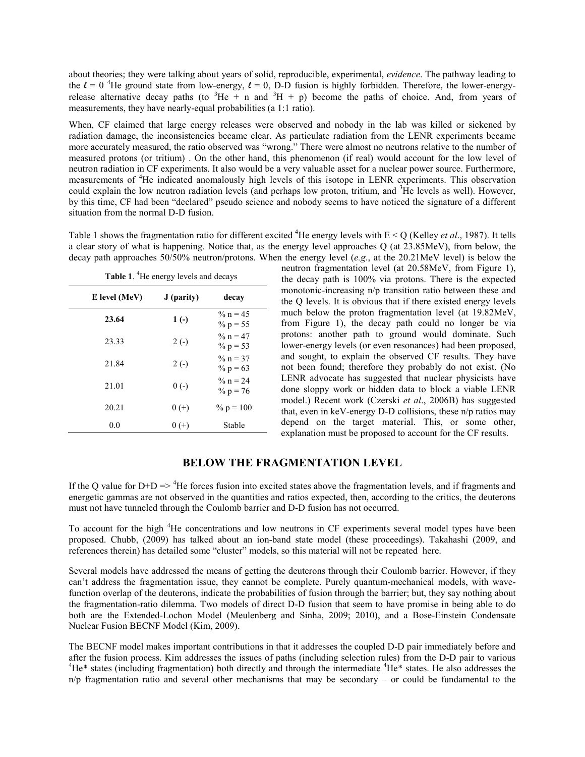about theories; they were talking about years of solid, reproducible, experimental, *evidence*. The pathway leading to the $\ell = 0$ $^4$He ground state from low-energy, $\ell = 0$, D-D fusion is highly forbidden. Therefore, the lower-energy-release alternative decay paths (to $^3$He + n and $^3$H + p) become the paths of choice. And, from years of measurements, they have nearly-equal probabilities (a 1:1 ratio).

When, CF claimed that large energy releases were observed and nobody in the lab was killed or sickened by radiation damage, the inconsistencies became clear. As particulate radiation from the LENR experiments became more accurately measured, the ratio observed was "wrong." There were almost no neutrons relative to the number of measured protons (or tritium) . On the other hand, this phenomenon (if real) would account for the low level of neutron radiation in CF experiments. It also would be a very valuable asset for a nuclear power source. Furthermore, measurements of $^4$He indicated anomalously high levels of this isotope in LENR experiments. This observation could explain the low neutron radiation levels (and perhaps low proton, tritium, and $^3$He levels as well). However, by this time, CF had been "declared" pseudo science and nobody seems to have noticed the signature of a different situation from the normal D-D fusion.

Table 1 shows the fragmentation ratio for different excited $^4$He energy levels with E < Q (Kelley *et al*., 1987). It tells a clear story of what is happening. Notice that, as the energy level approaches Q (at 23.85MeV), from below, the decay path approaches 50/50% neutron/protons. When the energy level (*e.g*., at the 20.21MeV level) is below the neutron fragmentation level (at 20.58MeV, from Figure 1), the decay path is 100% via protons. There is the expected monotonic-increasing n/p transition ratio between these and the Q levels. It is obvious that if there existed energy levels much below the proton fragmentation level (at 19.82MeV, from Figure 1), the decay path could no longer be via protons: another path to ground would dominate. Such lower-energy levels (or even resonances) had been proposed, and sought, to explain the observed CF results. They have not been found; therefore they probably do not exist. (No LENR advocate has suggested that nuclear physicists have done sloppy work or hidden data to block a viable LENR model.) Recent work (Czerski *et al*., 2006B) has suggested that, even in keV-energy D-D collisions, these n/p ratios may depend on the target material. This, or some other, explanation must be proposed to account for the CF results.

**Table 1**. $^4$He energy levels and decays

| E level (MeV) | J (parity) | decay |
|---|---|---|
| **23.64** | **1 (-)** | % n = 45<br>% p = 55 |
| 23.33 | 2 (-) | % n = 47<br>% p = 53 |
| 21.84 | 2 (-) | % n = 37<br>% p = 63 |
| 21.01 | 0 (-) | % n = 24<br>% p = 76 |
| 20.21 | 0 (+) | % p = 100 |
| 0.0 | 0 (+) | Stable |

## BELOW THE FRAGMENTATION LEVEL

If the Q value for D+D => $^4$He forces fusion into excited states above the fragmentation levels, and if fragments and energetic gammas are not observed in the quantities and ratios expected, then, according to the critics, the deuterons must not have tunneled through the Coulomb barrier and D-D fusion has not occurred.

To account for the high $^4$He concentrations and low neutrons in CF experiments several model types have been proposed. Chubb, (2009) has talked about an ion-band state model (these proceedings). Takahashi (2009, and references therein) has detailed some "cluster" models, so this material will not be repeated here.

Several models have addressed the means of getting the deuterons through their Coulomb barrier. However, if they can't address the fragmentation issue, they cannot be complete. Purely quantum-mechanical models, with wave-function overlap of the deuterons, indicate the probabilities of fusion through the barrier; but, they say nothing about the fragmentation-ratio dilemma. Two models of direct D-D fusion that seem to have promise in being able to do both are the Extended-Lochon Model (Meulenberg and Sinha, 2009; 2010), and a Bose-Einstein Condensate Nuclear Fusion BECNF Model (Kim, 2009).

The BECNF model makes important contributions in that it addresses the coupled D-D pair immediately before and after the fusion process. Kim addresses the issues of paths (including selection rules) from the D-D pair to various $^4$He* states (including fragmentation) both directly and through the intermediate $^4$He* states. He also addresses the n/p fragmentation ratio and several other mechanisms that may be secondary – or could be fundamental to the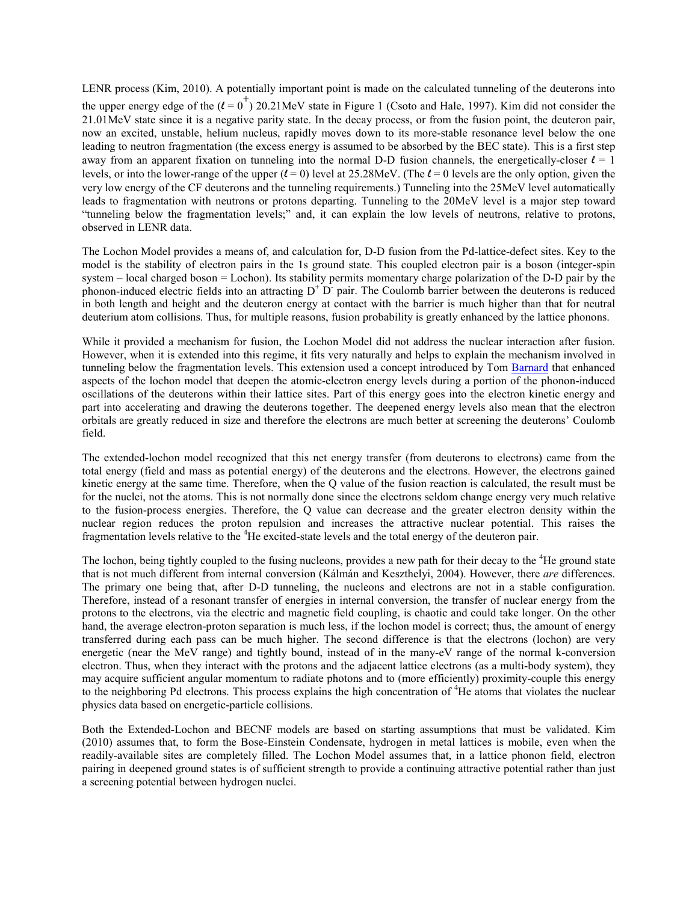LENR process (Kim, 2010). A potentially important point is made on the calculated tunneling of the deuterons into the upper energy edge of the ($\ell = 0^+$) 20.21MeV state in Figure 1 (Csoto and Hale, 1997). Kim did not consider the 21.01MeV state since it is a negative parity state. In the decay process, or from the fusion point, the deuteron pair, now an excited, unstable, helium nucleus, rapidly moves down to its more-stable resonance level below the one leading to neutron fragmentation (the excess energy is assumed to be absorbed by the BEC state). This is a first step away from an apparent fixation on tunneling into the normal D-D fusion channels, the energetically-closer $\ell = 1$ levels, or into the lower-range of the upper ($\ell = 0$) level at 25.28MeV. (The $\ell = 0$ levels are the only option, given the very low energy of the CF deuterons and the tunneling requirements.) Tunneling into the 25MeV level automatically leads to fragmentation with neutrons or protons departing. Tunneling to the 20MeV level is a major step toward "tunneling below the fragmentation levels;" and, it can explain the low levels of neutrons, relative to protons, observed in LENR data.

The Lochon Model provides a means of, and calculation for, D-D fusion from the Pd-lattice-defect sites. Key to the model is the stability of electron pairs in the 1s ground state. This coupled electron pair is a boson (integer-spin system – local charged boson = Lochon). Its stability permits momentary charge polarization of the D-D pair by the phonon-induced electric fields into an attracting $D^+ D^-$ pair. The Coulomb barrier between the deuterons is reduced in both length and height and the deuteron energy at contact with the barrier is much higher than that for neutral deuterium atom collisions. Thus, for multiple reasons, fusion probability is greatly enhanced by the lattice phonons.

While it provided a mechanism for fusion, the Lochon Model did not address the nuclear interaction after fusion. However, when it is extended into this regime, it fits very naturally and helps to explain the mechanism involved in tunneling below the fragmentation levels. This extension used a concept introduced by Tom Barnard that enhanced aspects of the lochon model that deepen the atomic-electron energy levels during a portion of the phonon-induced oscillations of the deuterons within their lattice sites. Part of this energy goes into the electron kinetic energy and part into accelerating and drawing the deuterons together. The deepened energy levels also mean that the electron orbitals are greatly reduced in size and therefore the electrons are much better at screening the deuterons' Coulomb field.

The extended-lochon model recognized that this net energy transfer (from deuterons to electrons) came from the total energy (field and mass as potential energy) of the deuterons and the electrons. However, the electrons gained kinetic energy at the same time. Therefore, when the Q value of the fusion reaction is calculated, the result must be for the nuclei, not the atoms. This is not normally done since the electrons seldom change energy very much relative to the fusion-process energies. Therefore, the Q value can decrease and the greater electron density within the nuclear region reduces the proton repulsion and increases the attractive nuclear potential. This raises the fragmentation levels relative to the $^4He$ excited-state levels and the total energy of the deuteron pair.

The lochon, being tightly coupled to the fusing nucleons, provides a new path for their decay to the $^4He$ ground state that is not much different from internal conversion (Kálmán and Keszthelyi, 2004). However, there *are* differences. The primary one being that, after D-D tunneling, the nucleons and electrons are not in a stable configuration. Therefore, instead of a resonant transfer of energies in internal conversion, the transfer of nuclear energy from the protons to the electrons, via the electric and magnetic field coupling, is chaotic and could take longer. On the other hand, the average electron-proton separation is much less, if the lochon model is correct; thus, the amount of energy transferred during each pass can be much higher. The second difference is that the electrons (lochon) are very energetic (near the MeV range) and tightly bound, instead of in the many-eV range of the normal k-conversion electron. Thus, when they interact with the protons and the adjacent lattice electrons (as a multi-body system), they may acquire sufficient angular momentum to radiate photons and to (more efficiently) proximity-couple this energy to the neighboring Pd electrons. This process explains the high concentration of $^4He$ atoms that violates the nuclear physics data based on energetic-particle collisions.

Both the Extended-Lochon and BECNF models are based on starting assumptions that must be validated. Kim (2010) assumes that, to form the Bose-Einstein Condensate, hydrogen in metal lattices is mobile, even when the readily-available sites are completely filled. The Lochon Model assumes that, in a lattice phonon field, electron pairing in deepened ground states is of sufficient strength to provide a continuing attractive potential rather than just a screening potential between hydrogen nuclei.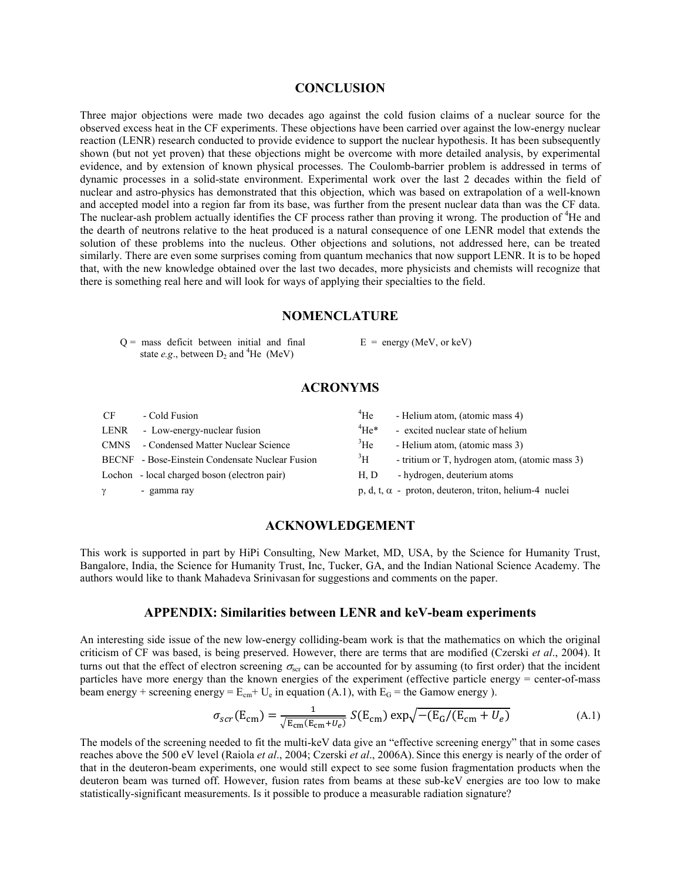## CONCLUSION

Three major objections were made two decades ago against the cold fusion claims of a nuclear source for the observed excess heat in the CF experiments. These objections have been carried over against the low-energy nuclear reaction (LENR) research conducted to provide evidence to support the nuclear hypothesis. It has been subsequently shown (but not yet proven) that these objections might be overcome with more detailed analysis, by experimental evidence, and by extension of known physical processes. The Coulomb-barrier problem is addressed in terms of dynamic processes in a solid-state environment. Experimental work over the last 2 decades within the field of nuclear and astro-physics has demonstrated that this objection, which was based on extrapolation of a well-known and accepted model into a region far from its base, was further from the present nuclear data than was the CF data. The nuclear-ash problem actually identifies the CF process rather than proving it wrong. The production of $^4$He and the dearth of neutrons relative to the heat produced is a natural consequence of one LENR model that extends the solution of these problems into the nucleus. Other objections and solutions, not addressed here, can be treated similarly. There are even some surprises coming from quantum mechanics that now support LENR. It is to be hoped that, with the new knowledge obtained over the last two decades, more physicists and chemists will recognize that there is something real here and will look for ways of applying their specialties to the field.

## NOMENCLATURE

Q = mass deficit between initial and final state *e.g*., between $D_2$ and $^4$He (MeV)

E = energy (MeV, or keV)

## ACRONYMS

| | | | |
|---|---|---|---|
| CF | - Cold Fusion | $^4$He | - Helium atom, (atomic mass 4) |
| LENR | - Low-energy-nuclear fusion | $^4$He* | - excited nuclear state of helium |
| CMNS | - Condensed Matter Nuclear Science | $^3$He | - Helium atom, (atomic mass 3) |
| BECNF | - Bose-Einstein Condensate Nuclear Fusion | $^3$H | - tritium or T, hydrogen atom, (atomic mass 3) |
| Lochon | - local charged boson (electron pair) | H, D | - hydrogen, deuterium atoms |
| $\gamma$ | - gamma ray | p, d, t, $\alpha$ | - proton, deuteron, triton, helium-4 nuclei |

## ACKNOWLEDGEMENT

This work is supported in part by HiPi Consulting, New Market, MD, USA, by the Science for Humanity Trust, Bangalore, India, the Science for Humanity Trust, Inc, Tucker, GA, and the Indian National Science Academy. The authors would like to thank Mahadeva Srinivasan for suggestions and comments on the paper.

## APPENDIX: Similarities between LENR and keV-beam experiments

An interesting side issue of the new low-energy colliding-beam work is that the mathematics on which the original criticism of CF was based, is being preserved. However, there are terms that are modified (Czerski *et al*., 2004). It turns out that the effect of electron screening $\sigma_{scr}$ can be accounted for by assuming (to first order) that the incident particles have more energy than the known energies of the experiment (effective particle energy = center-of-mass beam energy + screening energy = $E_{cm}$+ $U_e$ in equation (A.1), with $E_G$ = the Gamow energy ).

$$\sigma_{scr}(\mathrm{E_{cm}}) = \frac{1}{\sqrt{\mathrm{E_{cm}}(\mathrm{E_{cm}}+U_e)}}\, S(\mathrm{E_{cm}}) \exp\sqrt{-(\mathrm{E_G}/(\mathrm{E_{cm}} + U_e)} \tag{A.1}$$

The models of the screening needed to fit the multi-keV data give an "effective screening energy" that in some cases reaches above the 500 eV level (Raiola *et al*., 2004; Czerski *et al*., 2006A). Since this energy is nearly of the order of that in the deuteron-beam experiments, one would still expect to see some fusion fragmentation products when the deuteron beam was turned off. However, fusion rates from beams at these sub-keV energies are too low to make statistically-significant measurements. Is it possible to produce a measurable radiation signature?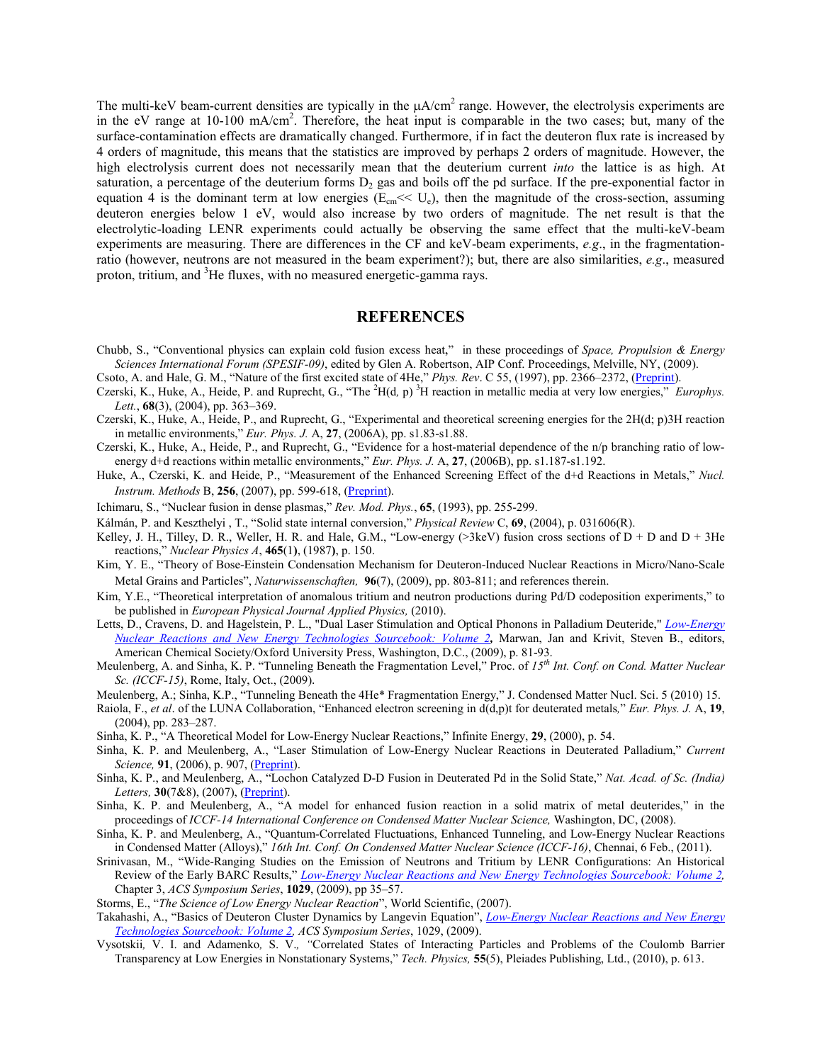The multi-keV beam-current densities are typically in the μA/cm$^2$ range. However, the electrolysis experiments are in the eV range at 10-100 mA/cm$^2$. Therefore, the heat input is comparable in the two cases; but, many of the surface-contamination effects are dramatically changed. Furthermore, if in fact the deuteron flux rate is increased by 4 orders of magnitude, this means that the statistics are improved by perhaps 2 orders of magnitude. However, the high electrolysis current does not necessarily mean that the deuterium current *into* the lattice is as high. At saturation, a percentage of the deuterium forms $D_2$ gas and boils off the pd surface. If the pre-exponential factor in equation 4 is the dominant term at low energies ($E_{cm} << U_e$), then the magnitude of the cross-section, assuming deuteron energies below 1 eV, would also increase by two orders of magnitude. The net result is that the electrolytic-loading LENR experiments could actually be observing the same effect that the multi-keV-beam experiments are measuring. There are differences in the CF and keV-beam experiments, *e.g*., in the fragmentation-ratio (however, neutrons are not measured in the beam experiment?); but, there are also similarities, *e.g*., measured proton, tritium, and $^3$He fluxes, with no measured energetic-gamma rays.

## REFERENCES

Chubb, S., "Conventional physics can explain cold fusion excess heat," in these proceedings of *Space, Propulsion & Energy Sciences International Forum (SPESIF-09)*, edited by Glen A. Robertson, AIP Conf. Proceedings, Melville, NY, (2009).

Csoto, A. and Hale, G. M., "Nature of the first excited state of 4He," *Phys. Rev*. C 55, (1997), pp. 2366–2372, (Preprint).

Czerski, K., Huke, A., Heide, P. and Ruprecht, G., "The $^2$H(d, p) $^3$H reaction in metallic media at very low energies," *Europhys. Lett.*, **68**(3), (2004), pp. 363–369.

Czerski, K., Huke, A., Heide, P., and Ruprecht, G., "Experimental and theoretical screening energies for the 2H(d; p)3H reaction in metallic environments," *Eur. Phys. J.* A, **27**, (2006A), pp. s1.83-s1.88.

Czerski, K., Huke, A., Heide, P., and Ruprecht, G., "Evidence for a host-material dependence of the n/p branching ratio of low-energy d+d reactions within metallic environments," *Eur. Phys. J.* A, **27**, (2006B), pp. s1.187-s1.192.

Huke, A., Czerski, K. and Heide, P., "Measurement of the Enhanced Screening Effect of the d+d Reactions in Metals," *Nucl. Instrum. Methods* B, **256**, (2007), pp. 599-618, (Preprint).

Ichimaru, S., "Nuclear fusion in dense plasmas," *Rev. Mod. Phys.*, **65**, (1993), pp. 255-299.

Kálmán, P. and Keszthelyi , T., "Solid state internal conversion," *Physical Review* C, **69**, (2004), p. 031606(R).

Kelley, J. H., Tilley, D. R., Weller, H. R. and Hale, G.M., "Low-energy (>3keV) fusion cross sections of D + D and D + 3He reactions," *Nuclear Physics A*, **465**(1), (1987), p. 150.

Kim, Y. E., "Theory of Bose-Einstein Condensation Mechanism for Deuteron-Induced Nuclear Reactions in Micro/Nano-Scale Metal Grains and Particles", *Naturwissenschaften,* **96**(7), (2009), pp. 803-811; and references therein.

Kim, Y.E., "Theoretical interpretation of anomalous tritium and neutron productions during Pd/D codeposition experiments," to be published in *European Physical Journal Applied Physics,* (2010).

Letts, D., Cravens, D. and Hagelstein, P. L., "Dual Laser Stimulation and Optical Phonons in Palladium Deuteride," *Low-Energy Nuclear Reactions and New Energy Technologies Sourcebook: Volume 2,* Marwan, Jan and Krivit, Steven B., editors, American Chemical Society/Oxford University Press, Washington, D.C., (2009), p. 81-93.

Meulenberg, A. and Sinha, K. P. "Tunneling Beneath the Fragmentation Level," Proc. of *15th Int. Conf. on Cond. Matter Nuclear Sc. (ICCF-15)*, Rome, Italy, Oct., (2009).

Meulenberg, A.; Sinha, K.P., "Tunneling Beneath the 4He* Fragmentation Energy," J. Condensed Matter Nucl. Sci. 5 (2010) 15.

Raiola, F., *et al*. of the LUNA Collaboration, "Enhanced electron screening in d(d,p)t for deuterated metals," *Eur. Phys. J.* A, **19**, (2004), pp. 283–287.

Sinha, K. P., "A Theoretical Model for Low-Energy Nuclear Reactions," Infinite Energy, **29**, (2000), p. 54.

Sinha, K. P. and Meulenberg, A., "Laser Stimulation of Low-Energy Nuclear Reactions in Deuterated Palladium," *Current Science,* **91**, (2006), p. 907, (Preprint).

Sinha, K. P., and Meulenberg, A., "Lochon Catalyzed D-D Fusion in Deuterated Pd in the Solid State," *Nat. Acad. of Sc. (India) Letters,* **30**(7&8), (2007), (Preprint).

Sinha, K. P. and Meulenberg, A., "A model for enhanced fusion reaction in a solid matrix of metal deuterides," in the proceedings of *ICCF-14 International Conference on Condensed Matter Nuclear Science,* Washington, DC, (2008).

Sinha, K. P. and Meulenberg, A., "Quantum-Correlated Fluctuations, Enhanced Tunneling, and Low-Energy Nuclear Reactions in Condensed Matter (Alloys)," *16th Int. Conf. On Condensed Matter Nuclear Science (ICCF-16)*, Chennai, 6 Feb., (2011).

Srinivasan, M., "Wide-Ranging Studies on the Emission of Neutrons and Tritium by LENR Configurations: An Historical Review of the Early BARC Results," *Low-Energy Nuclear Reactions and New Energy Technologies Sourcebook: Volume 2,* Chapter 3, *ACS Symposium Series*, **1029**, (2009), pp 35–57.

Storms, E., "*The Science of Low Energy Nuclear Reaction*", World Scientific, (2007).

Takahashi, A., "Basics of Deuteron Cluster Dynamics by Langevin Equation", *Low-Energy Nuclear Reactions and New Energy Technologies Sourcebook: Volume 2, ACS Symposium Series*, 1029, (2009).

Vysotskii, V. I. and Adamenko, S. V., "Correlated States of Interacting Particles and Problems of the Coulomb Barrier Transparency at Low Energies in Nonstationary Systems," *Tech. Physics,* **55**(5), Pleiades Publishing, Ltd., (2010), p. 613.